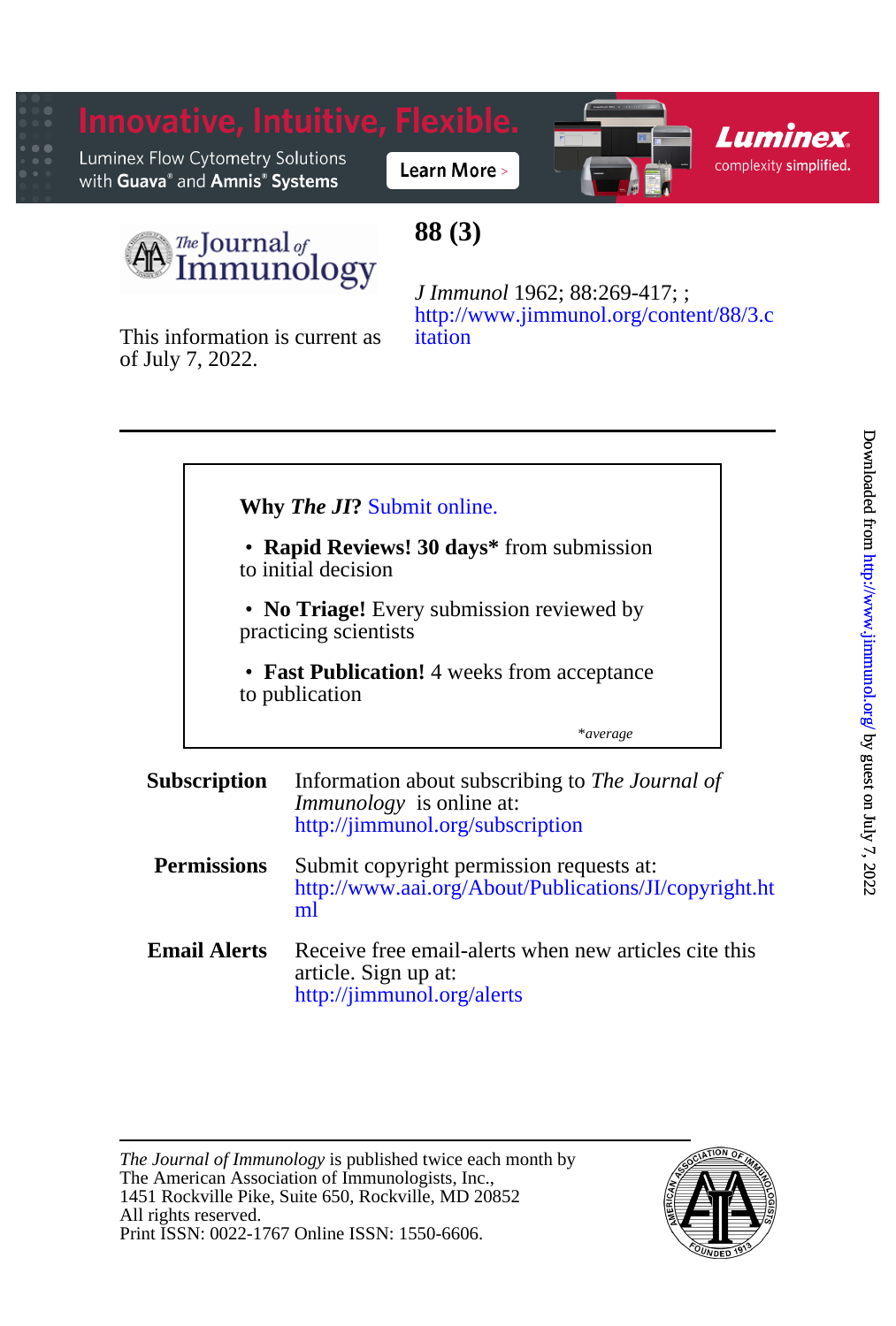Innovative, Intuitive, Flexible.

Luminex Flow Cytometry Solutions with Guava® and Amnis® Systems

Learn More >

Luminex complexity simplified.

The Journal of Immunology

# 88 (3)

*J Immunol* 1962; 88:269-417; ;
http://www.jimmunol.org/content/88/3.citation

This information is current as of July 7, 2022.

**Why *The JI*?** Submit online.

- **Rapid Reviews! 30 days*** from submission to initial decision
- **No Triage!** Every submission reviewed by practicing scientists
- **Fast Publication!** 4 weeks from acceptance to publication

*\*average*

**Subscription** Information about subscribing to *The Journal of Immunology* is online at: http://jimmunol.org/subscription

**Permissions** Submit copyright permission requests at: http://www.aai.org/About/Publications/JI/copyright.html

**Email Alerts** Receive free email-alerts when new articles cite this article. Sign up at: http://jimmunol.org/alerts

*The Journal of Immunology* is published twice each month by The American Association of Immunologists, Inc., 1451 Rockville Pike, Suite 650, Rockville, MD 20852
All rights reserved.
Print ISSN: 0022-1767 Online ISSN: 1550-6606.

Downloaded from http://www.jimmunol.org/ by guest on July 7, 2022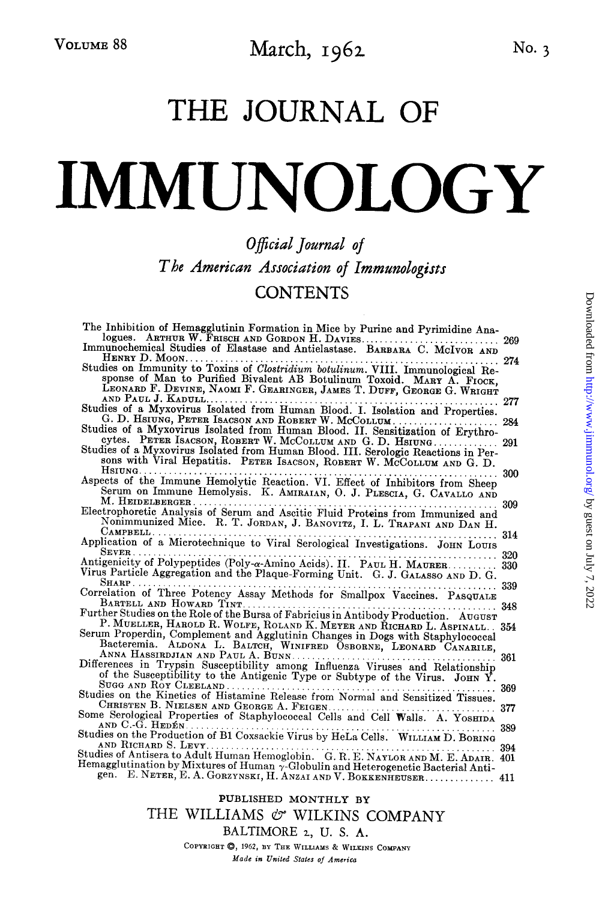VOLUME 88 | March, 1962 | No. 3

# THE JOURNAL OF IMMUNOLOGY

*Official Journal of*
*The American Association of Immunologists*

## CONTENTS

The Inhibition of Hemagglutinin Formation in Mice by Purine and Pyrimidine Analogues. ARTHUR W. FRISCH AND GORDON H. DAVIES .......... 269

Immunochemical Studies of Elastase and Antielastase. BARBARA C. MCIVOR AND HENRY D. MOON .......... 274

Studies on Immunity to Toxins of *Clostridium botulinum*. VIII. Immunological Response of Man to Purified Bivalent AB Botulinum Toxoid. MARY A. FIOCK, LEONARD F. DEVINE, NAOMI F. GEARINGER, JAMES T. DUFF, GEORGE G. WRIGHT AND PAUL J. KADULL .......... 277

Studies of a Myxovirus Isolated from Human Blood. I. Isolation and Properties. G. D. HSIUNG, PETER ISACSON AND ROBERT W. MCCOLLUM .......... 284

Studies of a Myxovirus Isolated from Human Blood. II. Sensitization of Erythrocytes. PETER ISACSON, ROBERT W. MCCOLLUM AND G. D. HSIUNG .......... 291

Studies of a Myxovirus Isolated from Human Blood. III. Serologic Reactions in Persons with Viral Hepatitis. PETER ISACSON, ROBERT W. MCCOLLUM AND G. D. HSIUNG .......... 300

Aspects of the Immune Hemolytic Reaction. VI. Effect of Inhibitors from Sheep Serum on Immune Hemolysis. K. AMIRAIAN, O. J. PLESCIA, G. CAVALLO AND M. HEIDELBERGER .......... 309

Electrophoretic Analysis of Serum and Ascitic Fluid Proteins from Immunized and Nonimmunized Mice. R. T. JORDAN, J. BANOVITZ, I. L. TRAPANI AND DAN H. CAMPBELL .......... 314

Application of a Microtechnique to Viral Serological Investigations. JOHN LOUIS SEVER .......... 320

Antigenicity of Polypeptides (Poly-α-Amino Acids). II. PAUL H. MAURER .......... 330

Virus Particle Aggregation and the Plaque-Forming Unit. G. J. GALASSO AND D. G. SHARP .......... 339

Correlation of Three Potency Assay Methods for Smallpox Vaccines. PASQUALE BARTELL AND HOWARD TINT .......... 348

Further Studies on the Role of the Bursa of Fabricius in Antibody Production. AUGUST P. MUELLER, HAROLD R. WOLFE, ROLAND K. MEYER AND RICHARD L. ASPINALL .......... 354

Serum Properdin, Complement and Agglutinin Changes in Dogs with Staphylococcal Bacteremia. ALDONA L. BALTCH, WINIFRED OSBORNE, LEONARD CANARILE, ANNA HASSIRDJIAN AND PAUL A. BUNN .......... 361

Differences in Trypsin Susceptibility among Influenza Viruses and Relationship of the Susceptibility to the Antigenic Type or Subtype of the Virus. JOHN Y. SUGG AND ROY CLEELAND .......... 369

Studies on the Kinetics of Histamine Release from Normal and Sensitized Tissues. CHRISTEN B. NIELSEN AND GEORGE A. FEIGEN .......... 377

Some Serological Properties of Staphylococcal Cells and Cell Walls. A. YOSHIDA AND C.-G. HEDÉN .......... 389

Studies on the Production of B1 Coxsackie Virus by HeLa Cells. WILLIAM D. BORING AND RICHARD S. LEVY .......... 394

Studies of Antisera to Adult Human Hemoglobin. G. R. E. NAYLOR AND M. E. ADAIR .......... 401

Hemagglutination by Mixtures of Human γ-Globulin and Heterogenetic Bacterial Antigen. E. NETER, E. A. GORZYNSKI, H. ANZAI AND V. BOKKENHEUSER .......... 411

PUBLISHED MONTHLY BY
THE WILLIAMS & WILKINS COMPANY
BALTIMORE 2, U. S. A.

COPYRIGHT ©, 1962, BY THE WILLIAMS & WILKINS COMPANY
*Made in United States of America*